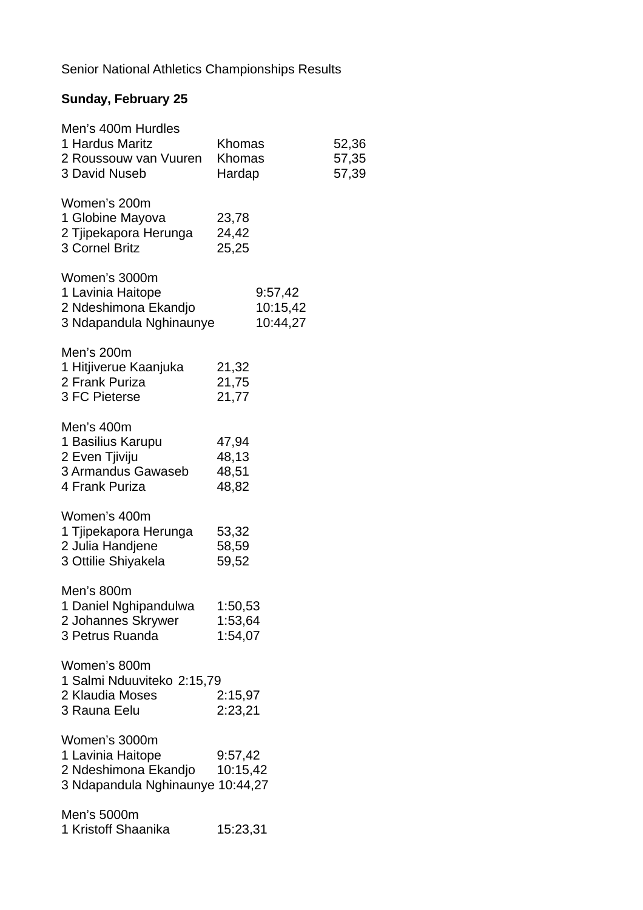Senior National Athletics Championships Results

**Sunday, February 25**

Men's 400m Hurdles

| | | |
|---|---|---|
| 1 Hardus Maritz | Khomas | 52,36 |
| 2 Roussouw van Vuuren | Khomas | 57,35 |
| 3 David Nuseb | Hardap | 57,39 |

Women's 200m

| | |
|---|---|
| 1 Globine Mayova | 23,78 |
| 2 Tjipekapora Herunga | 24,42 |
| 3 Cornel Britz | 25,25 |

Women's 3000m

| | |
|---|---|
| 1 Lavinia Haitope | 9:57,42 |
| 2 Ndeshimona Ekandjo | 10:15,42 |
| 3 Ndapandula Nghinaunye | 10:44,27 |

Men's 200m

| | |
|---|---|
| 1 Hitjiverue Kaanjuka | 21,32 |
| 2 Frank Puriza | 21,75 |
| 3 FC Pieterse | 21,77 |

Men's 400m

| | |
|---|---|
| 1 Basilius Karupu | 47,94 |
| 2 Even Tjiviju | 48,13 |
| 3 Armandus Gawaseb | 48,51 |
| 4 Frank Puriza | 48,82 |

Women's 400m

| | |
|---|---|
| 1 Tjipekapora Herunga | 53,32 |
| 2 Julia Handjene | 58,59 |
| 3 Ottilie Shiyakela | 59,52 |

Men's 800m

| | |
|---|---|
| 1 Daniel Nghipandulwa | 1:50,53 |
| 2 Johannes Skrywer | 1:53,64 |
| 3 Petrus Ruanda | 1:54,07 |

Women's 800m

| | |
|---|---|
| 1 Salmi Nduuviteko | 2:15,79 |
| 2 Klaudia Moses | 2:15,97 |
| 3 Rauna Eelu | 2:23,21 |

Women's 3000m

| | |
|---|---|
| 1 Lavinia Haitope | 9:57,42 |
| 2 Ndeshimona Ekandjo | 10:15,42 |
| 3 Ndapandula Nghinaunye | 10:44,27 |

Men's 5000m

| | |
|---|---|
| 1 Kristoff Shaanika | 15:23,31 |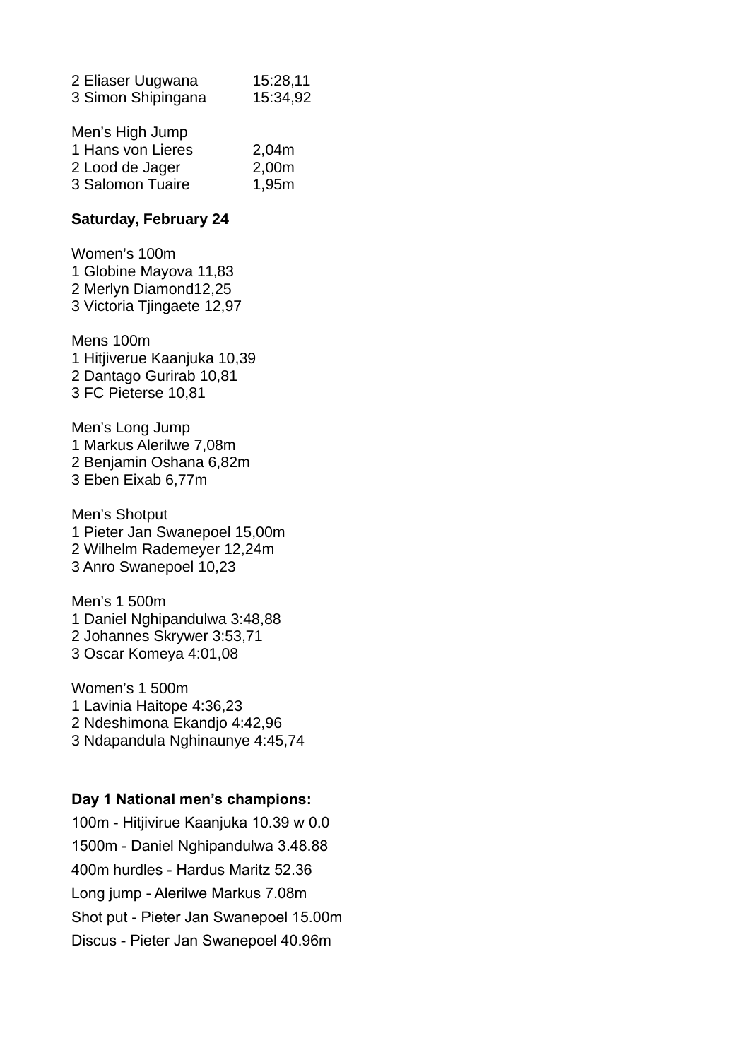2 Eliaser Uugwana 15:28,11
3 Simon Shipingana 15:34,92

Men's High Jump
1 Hans von Lieres 2,04m
2 Lood de Jager 2,00m
3 Salomon Tuaire 1,95m

**Saturday, February 24**

Women's 100m
1 Globine Mayova 11,83
2 Merlyn Diamond12,25
3 Victoria Tjingaete 12,97

Mens 100m
1 Hitjiverue Kaanjuka 10,39
2 Dantago Gurirab 10,81
3 FC Pieterse 10,81

Men's Long Jump
1 Markus Alerilwe 7,08m
2 Benjamin Oshana 6,82m
3 Eben Eixab 6,77m

Men's Shotput
1 Pieter Jan Swanepoel 15,00m
2 Wilhelm Rademeyer 12,24m
3 Anro Swanepoel 10,23

Men's 1 500m
1 Daniel Nghipandulwa 3:48,88
2 Johannes Skrywer 3:53,71
3 Oscar Komeya 4:01,08

Women's 1 500m
1 Lavinia Haitope 4:36,23
2 Ndeshimona Ekandjo 4:42,96
3 Ndapandula Nghinaunye 4:45,74

**Day 1 National men's champions:**

100m - Hitjivirue Kaanjuka 10.39 w 0.0

1500m - Daniel Nghipandulwa 3.48.88

400m hurdles - Hardus Maritz 52.36

Long jump - Alerilwe Markus 7.08m

Shot put - Pieter Jan Swanepoel 15.00m

Discus - Pieter Jan Swanepoel 40.96m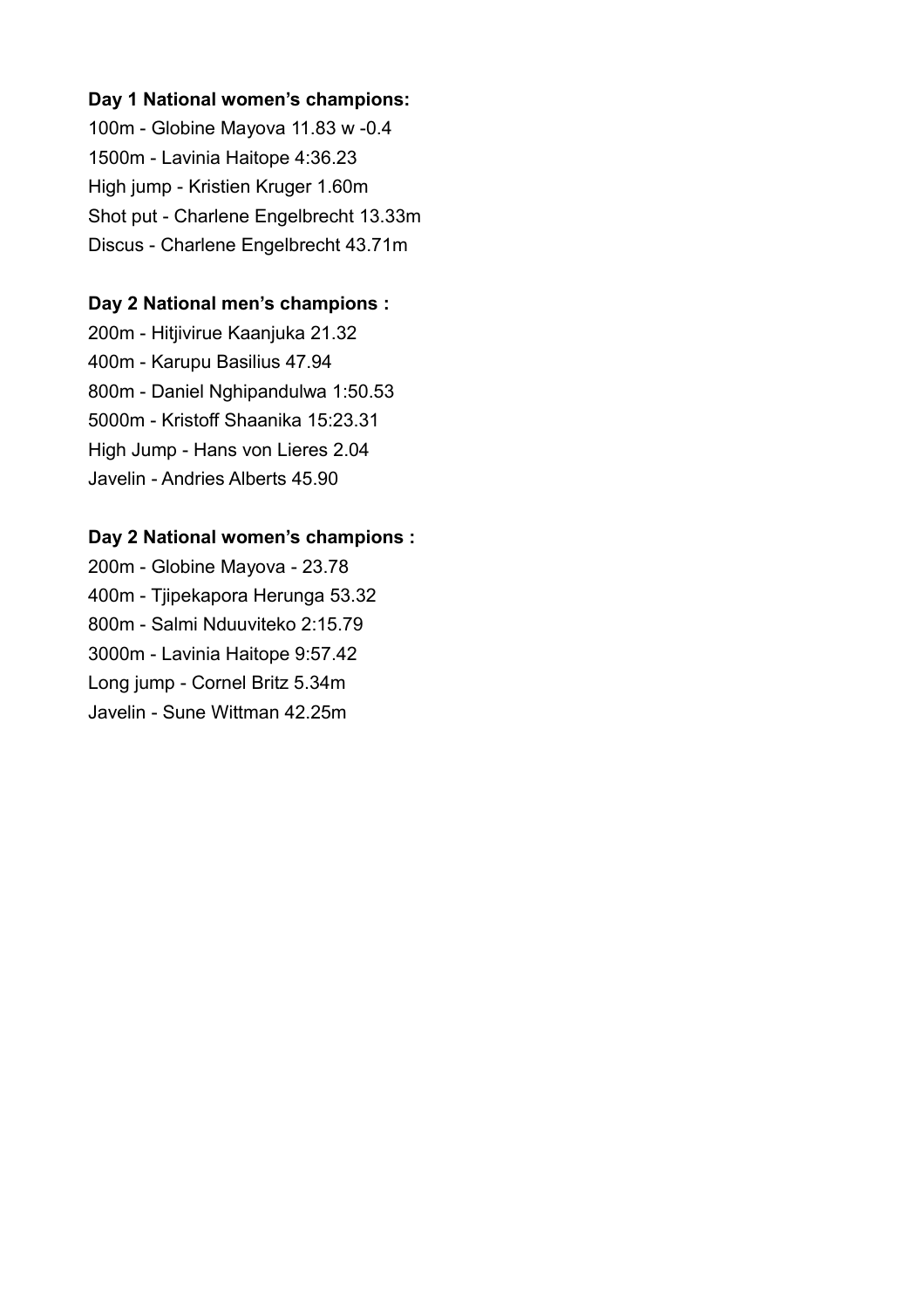**Day 1 National women's champions:**

100m - Globine Mayova 11.83 w -0.4
1500m - Lavinia Haitope 4:36.23
High jump - Kristien Kruger 1.60m
Shot put - Charlene Engelbrecht 13.33m
Discus - Charlene Engelbrecht 43.71m

**Day 2 National men's champions :**

200m - Hitjivirue Kaanjuka 21.32
400m - Karupu Basilius 47.94
800m - Daniel Nghipandulwa 1:50.53
5000m - Kristoff Shaanika 15:23.31
High Jump - Hans von Lieres 2.04
Javelin - Andries Alberts 45.90

**Day 2 National women's champions :**

200m - Globine Mayova - 23.78
400m - Tjipekapora Herunga 53.32
800m - Salmi Nduuviteko 2:15.79
3000m - Lavinia Haitope 9:57.42
Long jump - Cornel Britz 5.34m
Javelin - Sune Wittman 42.25m